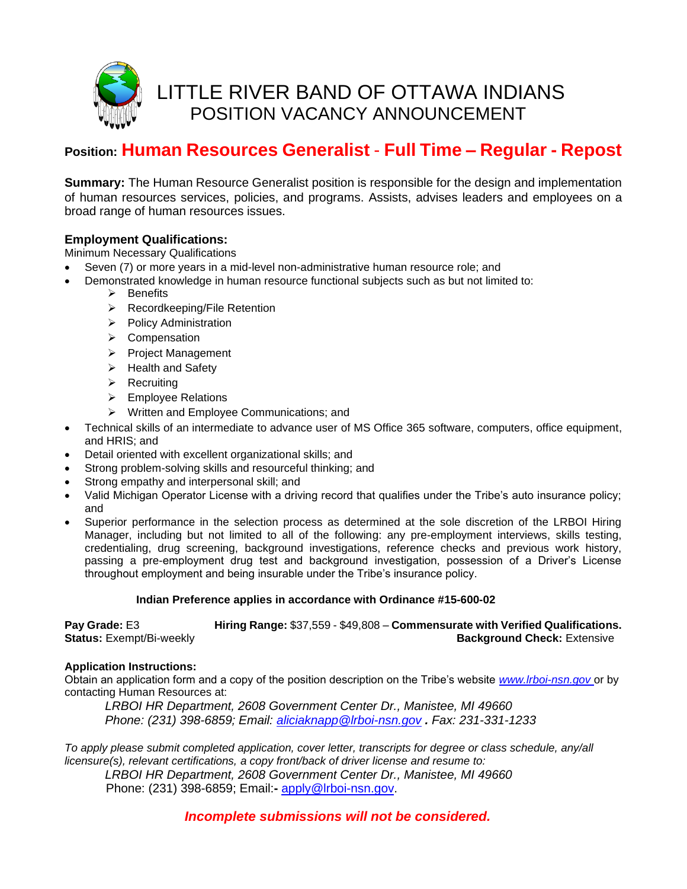# LITTLE RIVER BAND OF OTTAWA INDIANS
## POSITION VACANCY ANNOUNCEMENT

## Position: Human Resources Generalist - Full Time – Regular - Repost

**Summary:** The Human Resource Generalist position is responsible for the design and implementation of human resources services, policies, and programs. Assists, advises leaders and employees on a broad range of human resources issues.

### Employment Qualifications:

Minimum Necessary Qualifications

- Seven (7) or more years in a mid-level non-administrative human resource role; and
- Demonstrated knowledge in human resource functional subjects such as but not limited to:
  - Benefits
  - Recordkeeping/File Retention
  - Policy Administration
  - Compensation
  - Project Management
  - Health and Safety
  - Recruiting
  - Employee Relations
  - Written and Employee Communications; and
- Technical skills of an intermediate to advance user of MS Office 365 software, computers, office equipment, and HRIS; and
- Detail oriented with excellent organizational skills; and
- Strong problem-solving skills and resourceful thinking; and
- Strong empathy and interpersonal skill; and
- Valid Michigan Operator License with a driving record that qualifies under the Tribe's auto insurance policy; and
- Superior performance in the selection process as determined at the sole discretion of the LRBOI Hiring Manager, including but not limited to all of the following: any pre-employment interviews, skills testing, credentialing, drug screening, background investigations, reference checks and previous work history, passing a pre-employment drug test and background investigation, possession of a Driver's License throughout employment and being insurable under the Tribe's insurance policy.

**Indian Preference applies in accordance with Ordinance #15-600-02**

**Pay Grade:** E3
**Hiring Range:** $37,559 - $49,808 – **Commensurate with Verified Qualifications.**
**Status:** Exempt/Bi-weekly
**Background Check:** Extensive

**Application Instructions:**
Obtain an application form and a copy of the position description on the Tribe's website www.lrboi-nsn.gov or by contacting Human Resources at:

*LRBOI HR Department, 2608 Government Center Dr., Manistee, MI 49660*
*Phone: (231) 398-6859; Email: aliciaknapp@lrboi-nsn.gov . Fax: 231-331-1233*

*To apply please submit completed application, cover letter, transcripts for degree or class schedule, any/all licensure(s), relevant certifications, a copy front/back of driver license and resume to:*

*LRBOI HR Department, 2608 Government Center Dr., Manistee, MI 49660*
Phone: (231) 398-6859; Email:- apply@lrboi-nsn.gov.

***Incomplete submissions will not be considered.***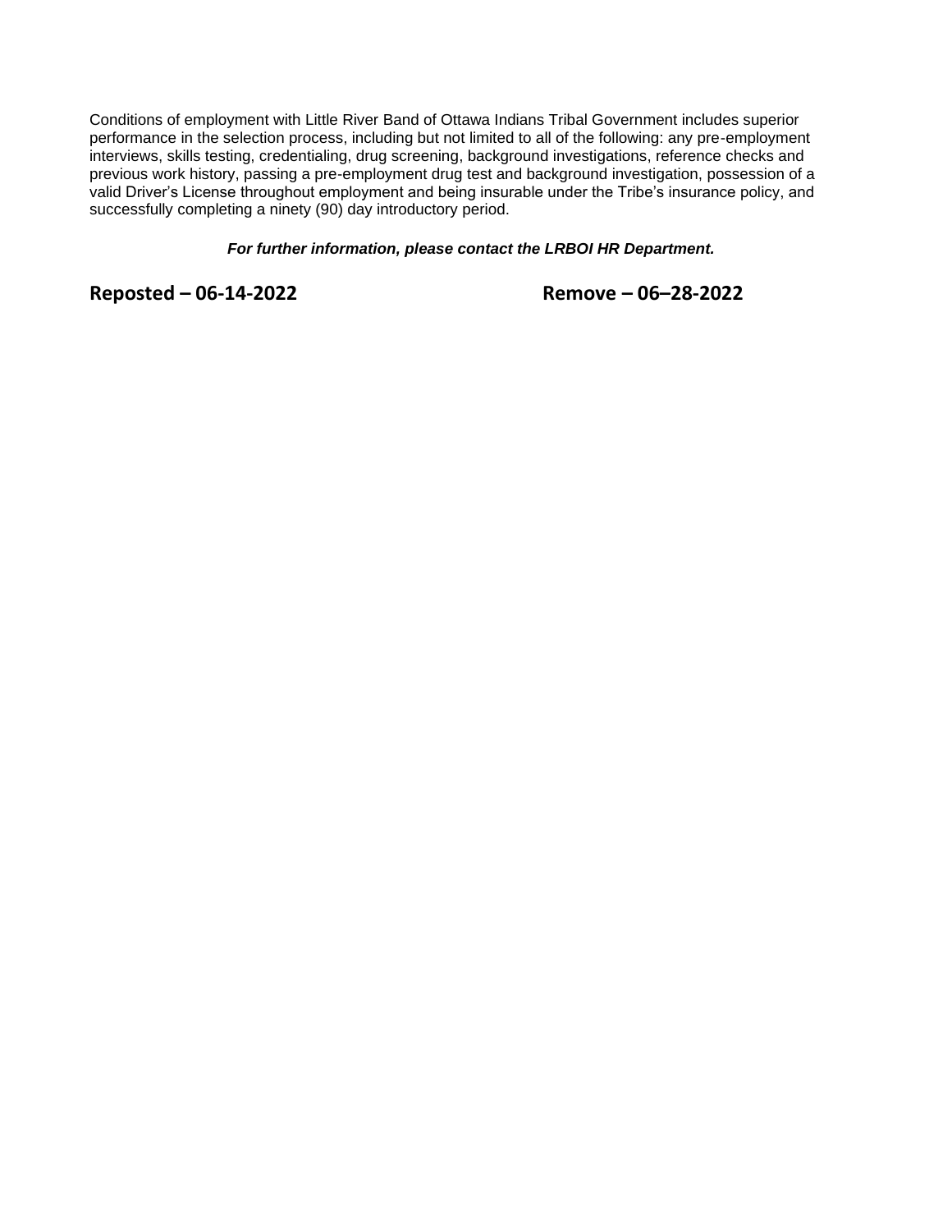Conditions of employment with Little River Band of Ottawa Indians Tribal Government includes superior performance in the selection process, including but not limited to all of the following: any pre-employment interviews, skills testing, credentialing, drug screening, background investigations, reference checks and previous work history, passing a pre-employment drug test and background investigation, possession of a valid Driver's License throughout employment and being insurable under the Tribe's insurance policy, and successfully completing a ninety (90) day introductory period.

***For further information, please contact the LRBOI HR Department.***

**Reposted – 06-14-2022** **Remove – 06–28-2022**